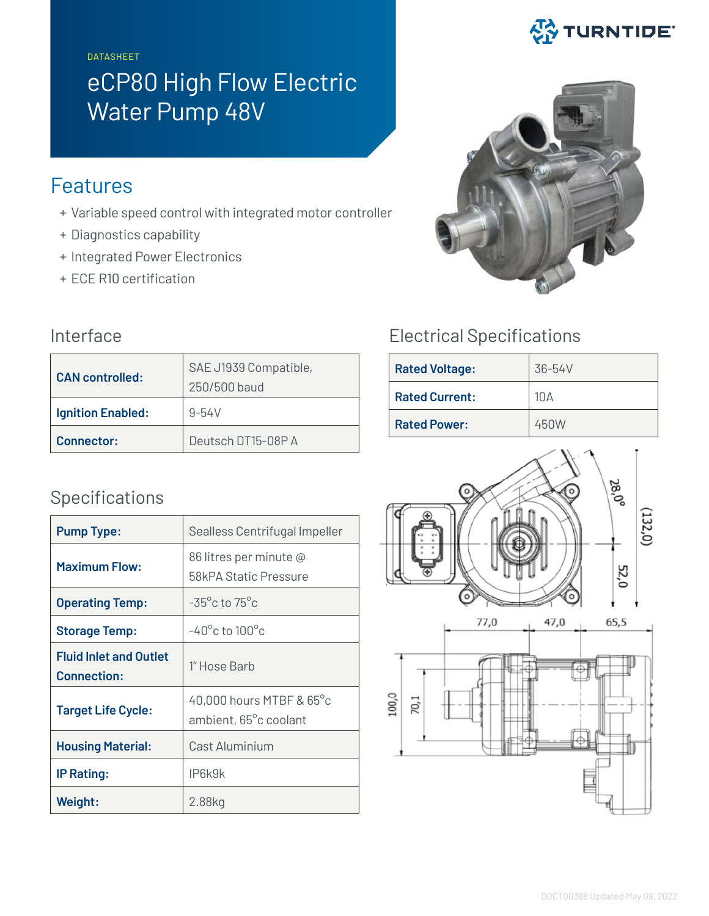DATASHEET

# eCP80 High Flow Electric Water Pump 48V

## Features

+ Variable speed control with integrated motor controller
+ Diagnostics capability
+ Integrated Power Electronics
+ ECE R10 certification

## Interface

| | |
|---|---|
| **CAN controlled:** | SAE J1939 Compatible, 250/500 baud |
| **Ignition Enabled:** | 9-54V |
| **Connector:** | Deutsch DT15-08P A |

## Specifications

| | |
|---|---|
| **Pump Type:** | Sealless Centrifugal Impeller |
| **Maximum Flow:** | 86 litres per minute @ 58kPA Static Pressure |
| **Operating Temp:** | -35°c to 75°c |
| **Storage Temp:** | -40°c to 100°c |
| **Fluid Inlet and Outlet Connection:** | 1" Hose Barb |
| **Target Life Cycle:** | 40,000 hours MTBF & 65°c ambient, 65°c coolant |
| **Housing Material:** | Cast Aluminium |
| **IP Rating:** | IP6k9k |
| **Weight:** | 2.88kg |

## Electrical Specifications

| | |
|---|---|
| **Rated Voltage:** | 36-54V |
| **Rated Current:** | 10A |
| **Rated Power:** | 450W |

DOCT00388 Updated May 09, 2022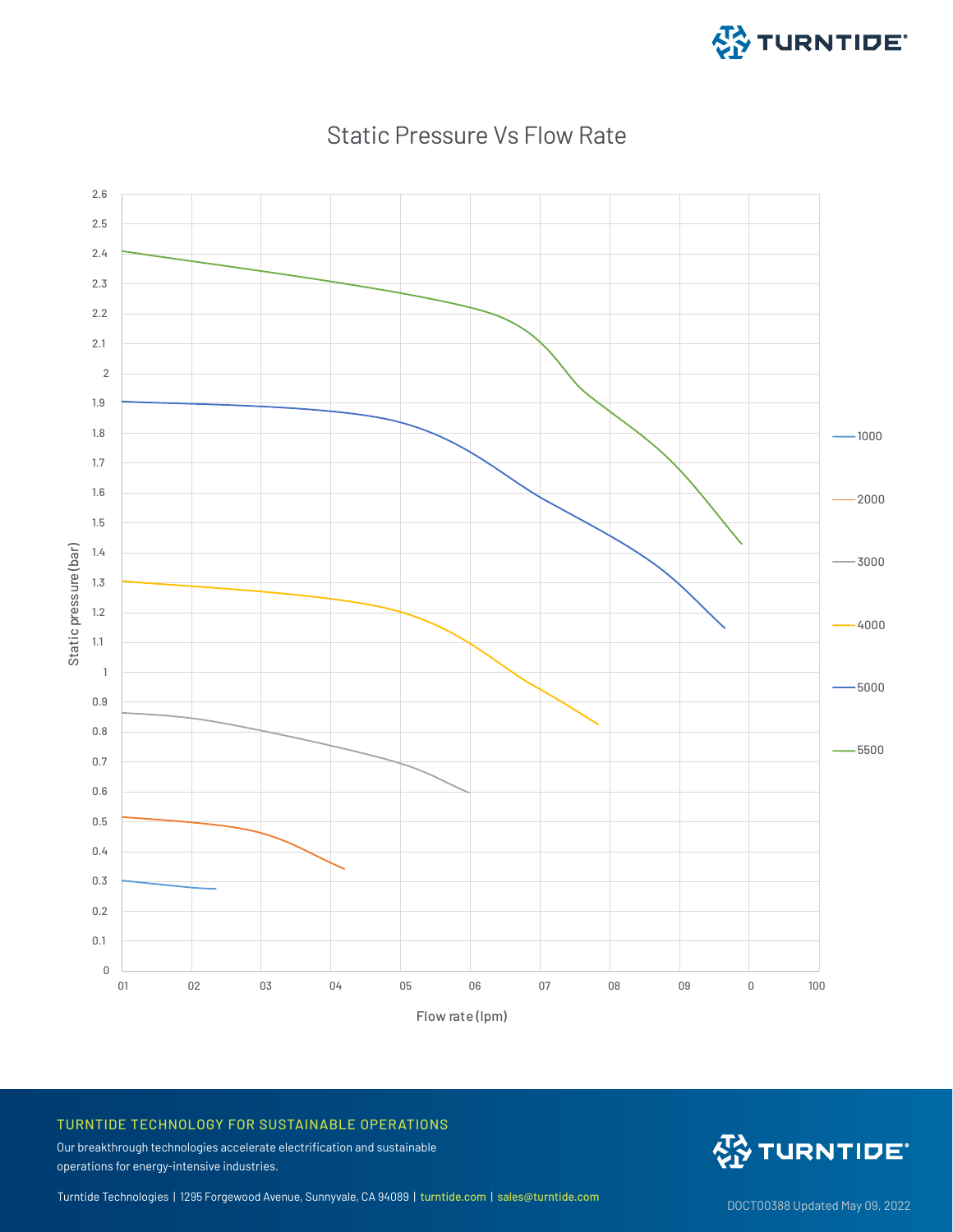# Static Pressure Vs Flow Rate

Static pressure (bar)

2.6
2.5
2.4
2.3
2.2
2.1
2
1.9
1.8
1.7
1.6
1.5
1.4
1.3
1.2
1.1
1
0.9
0.8
0.7
0.6
0.5
0.4
0.3
0.2
0.1
0

01 02 03 04 05 06 07 08 09 0 100

Flow rate (lpm)

1000
2000
3000
4000
5000
5500

TURNTIDE TECHNOLOGY FOR SUSTAINABLE OPERATIONS

Our breakthrough technologies accelerate electrification and sustainable operations for energy-intensive industries.

Turntide Technologies | 1295 Forgewood Avenue, Sunnyvale, CA 94089 | turntide.com | sales@turntide.com

DOCT00388 Updated May 09, 2022